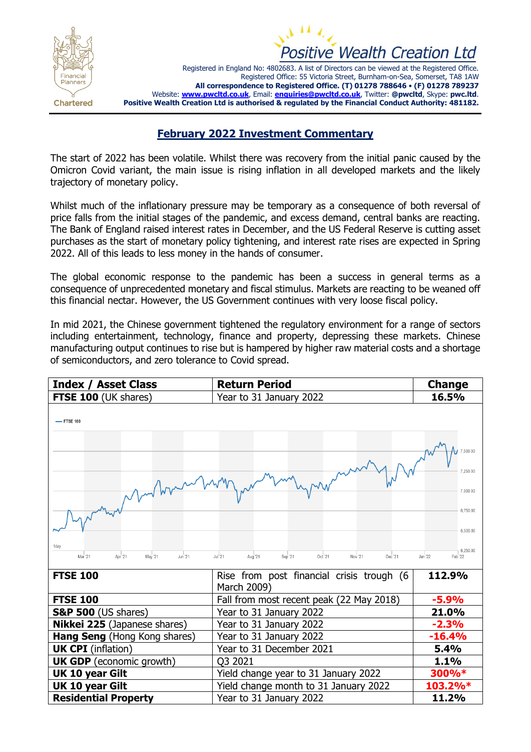Positive Wealth Creation Ltd

Registered in England No: 4802683. A list of Directors can be viewed at the Registered Office.
Registered Office: 55 Victoria Street, Burnham-on-Sea, Somerset, TA8 1AW
**All correspondence to Registered Office. (T) 01278 788646 • (F) 01278 789237**
Website: **www.pwcltd.co.uk**, Email: **enquiries@pwcltd.co.uk**, Twitter: **@pwcltd**, Skype: **pwc.ltd**.
**Positive Wealth Creation Ltd is authorised & regulated by the Financial Conduct Authority: 481182.**

# February 2022 Investment Commentary

The start of 2022 has been volatile. Whilst there was recovery from the initial panic caused by the Omicron Covid variant, the main issue is rising inflation in all developed markets and the likely trajectory of monetary policy.

Whilst much of the inflationary pressure may be temporary as a consequence of both reversal of price falls from the initial stages of the pandemic, and excess demand, central banks are reacting. The Bank of England raised interest rates in December, and the US Federal Reserve is cutting asset purchases as the start of monetary policy tightening, and interest rate rises are expected in Spring 2022. All of this leads to less money in the hands of consumer.

The global economic response to the pandemic has been a success in general terms as a consequence of unprecedented monetary and fiscal stimulus. Markets are reacting to be weaned off this financial nectar. However, the US Government continues with very loose fiscal policy.

In mid 2021, the Chinese government tightened the regulatory environment for a range of sectors including entertainment, technology, finance and property, depressing these markets. Chinese manufacturing output continues to rise but is hampered by higher raw material costs and a shortage of semiconductors, and zero tolerance to Covid spread.

| Index / Asset Class | Return Period | Change |
|---|---|---|
| **FTSE 100** (UK shares) | Year to 31 January 2022 | **16.5%** |
| **FTSE 100** | Rise from post financial crisis trough (6 March 2009) | **112.9%** |
| **FTSE 100** | Fall from most recent peak (22 May 2018) | **-5.9%** |
| **S&P 500** (US shares) | Year to 31 January 2022 | **21.0%** |
| **Nikkei 225** (Japanese shares) | Year to 31 January 2022 | **-2.3%** |
| **Hang Seng** (Hong Kong shares) | Year to 31 January 2022 | **-16.4%** |
| **UK CPI** (inflation) | Year to 31 December 2021 | **5.4%** |
| **UK GDP** (economic growth) | Q3 2021 | **1.1%** |
| **UK 10 year Gilt** | Yield change year to 31 January 2022 | **300%*** |
| **UK 10 year Gilt** | Yield change month to 31 January 2022 | **103.2%*** |
| **Residential Property** | Year to 31 January 2022 | **11.2%** |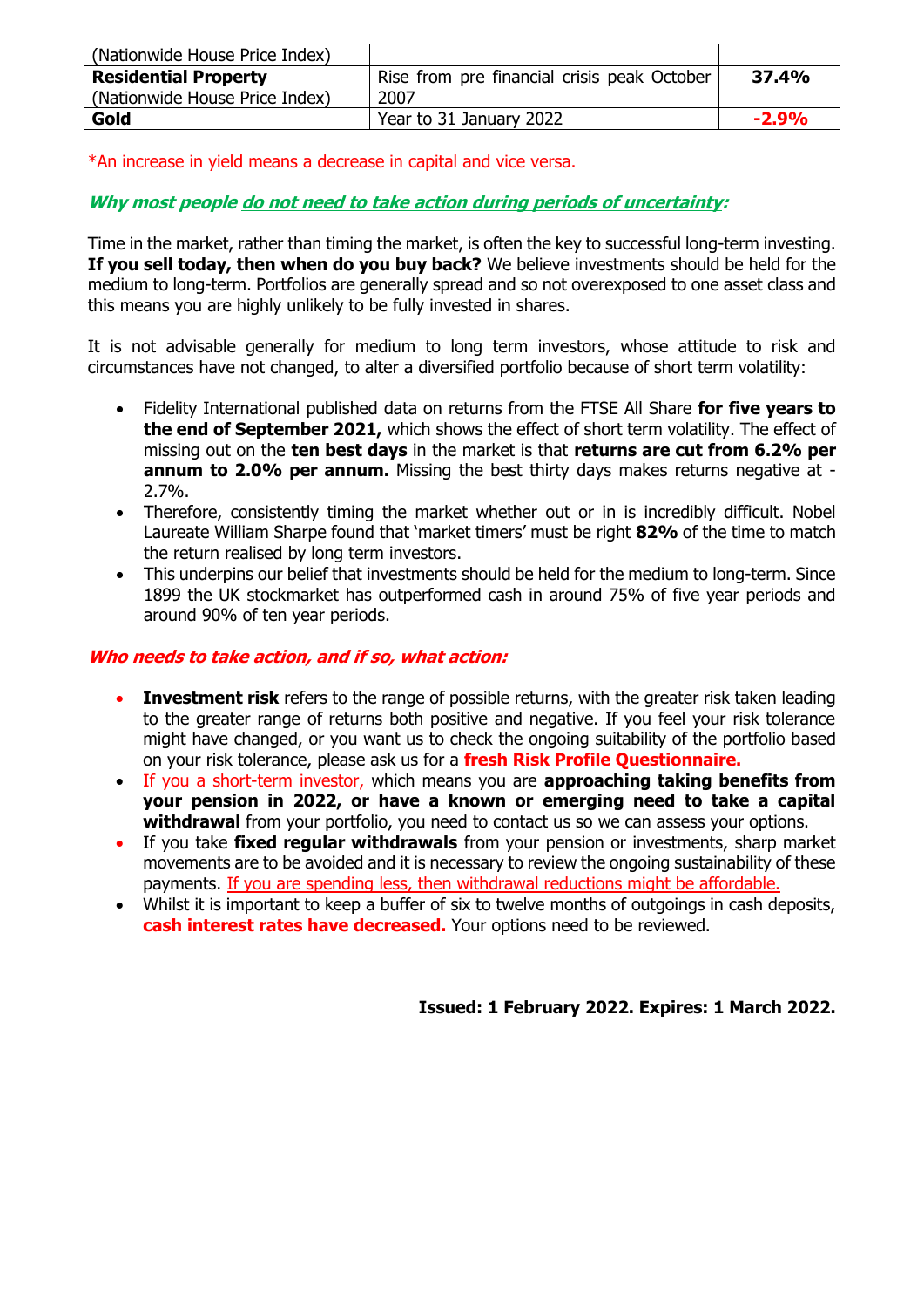| | | |
|---|---|---|
| (Nationwide House Price Index) | | |
| **Residential Property** (Nationwide House Price Index) | Rise from pre financial crisis peak October 2007 | **37.4%** |
| **Gold** | Year to 31 January 2022 | **-2.9%** |

*An increase in yield means a decrease in capital and vice versa.

### ***Why most people do not need to take action during periods of uncertainty:***

Time in the market, rather than timing the market, is often the key to successful long-term investing. **If you sell today, then when do you buy back?** We believe investments should be held for the medium to long-term. Portfolios are generally spread and so not overexposed to one asset class and this means you are highly unlikely to be fully invested in shares.

It is not advisable generally for medium to long term investors, whose attitude to risk and circumstances have not changed, to alter a diversified portfolio because of short term volatility:

- Fidelity International published data on returns from the FTSE All Share **for five years to the end of September 2021,** which shows the effect of short term volatility. The effect of missing out on the **ten best days** in the market is that **returns are cut from 6.2% per annum to 2.0% per annum.** Missing the best thirty days makes returns negative at -2.7%.
- Therefore, consistently timing the market whether out or in is incredibly difficult. Nobel Laureate William Sharpe found that 'market timers' must be right **82%** of the time to match the return realised by long term investors.
- This underpins our belief that investments should be held for the medium to long-term. Since 1899 the UK stockmarket has outperformed cash in around 75% of five year periods and around 90% of ten year periods.

### ***Who needs to take action, and if so, what action:***

- **Investment risk** refers to the range of possible returns, with the greater risk taken leading to the greater range of returns both positive and negative. If you feel your risk tolerance might have changed, or you want us to check the ongoing suitability of the portfolio based on your risk tolerance, please ask us for a **fresh Risk Profile Questionnaire.**
- If you a short-term investor, which means you are **approaching taking benefits from your pension in 2022, or have a known or emerging need to take a capital withdrawal** from your portfolio, you need to contact us so we can assess your options.
- If you take **fixed regular withdrawals** from your pension or investments, sharp market movements are to be avoided and it is necessary to review the ongoing sustainability of these payments. If you are spending less, then withdrawal reductions might be affordable.
- Whilst it is important to keep a buffer of six to twelve months of outgoings in cash deposits, **cash interest rates have decreased.** Your options need to be reviewed.

**Issued: 1 February 2022. Expires: 1 March 2022.**